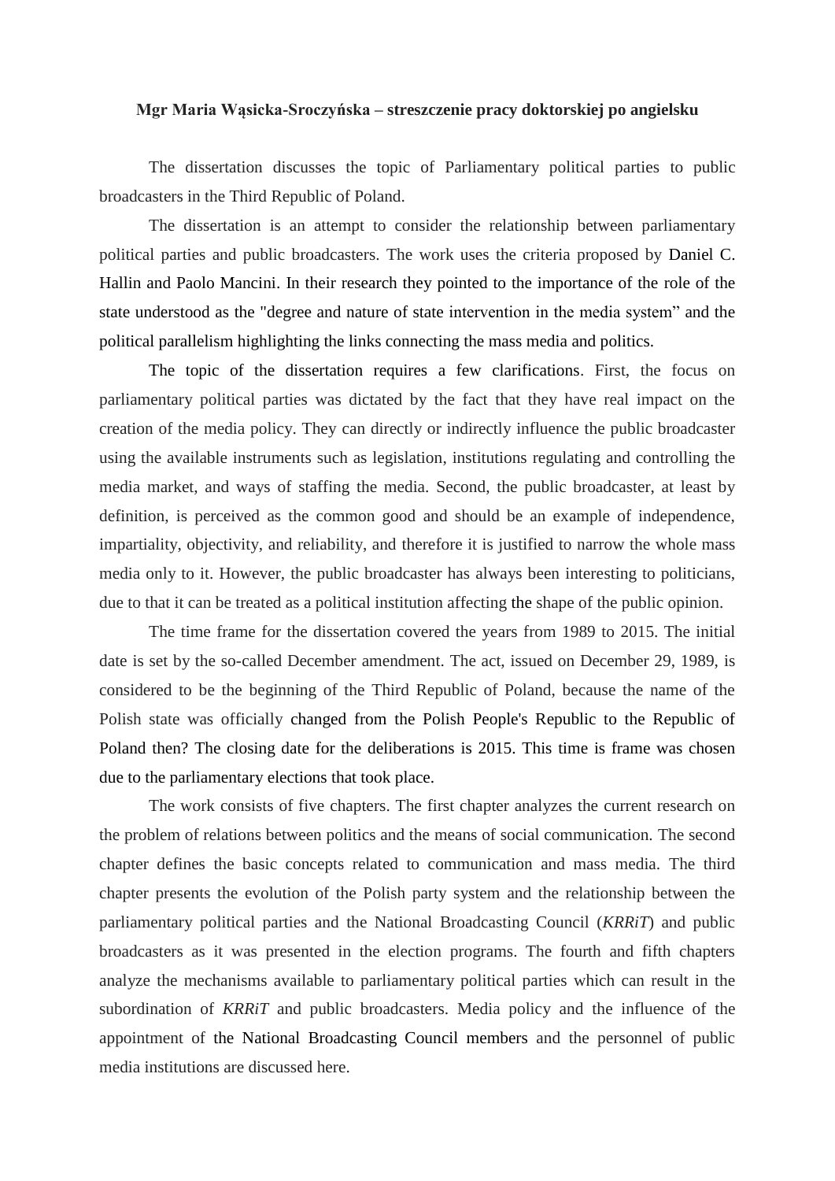**Mgr Maria Wąsicka-Sroczyńska – streszczenie pracy doktorskiej po angielsku**

The dissertation discusses the topic of Parliamentary political parties to public broadcasters in the Third Republic of Poland.

The dissertation is an attempt to consider the relationship between parliamentary political parties and public broadcasters. The work uses the criteria proposed by Daniel C. Hallin and Paolo Mancini. In their research they pointed to the importance of the role of the state understood as the "degree and nature of state intervention in the media system" and the political parallelism highlighting the links connecting the mass media and politics.

The topic of the dissertation requires a few clarifications. First, the focus on parliamentary political parties was dictated by the fact that they have real impact on the creation of the media policy. They can directly or indirectly influence the public broadcaster using the available instruments such as legislation, institutions regulating and controlling the media market, and ways of staffing the media. Second, the public broadcaster, at least by definition, is perceived as the common good and should be an example of independence, impartiality, objectivity, and reliability, and therefore it is justified to narrow the whole mass media only to it. However, the public broadcaster has always been interesting to politicians, due to that it can be treated as a political institution affecting the shape of the public opinion.

The time frame for the dissertation covered the years from 1989 to 2015. The initial date is set by the so-called December amendment. The act, issued on December 29, 1989, is considered to be the beginning of the Third Republic of Poland, because the name of the Polish state was officially changed from the Polish People's Republic to the Republic of Poland then? The closing date for the deliberations is 2015. This time is frame was chosen due to the parliamentary elections that took place.

The work consists of five chapters. The first chapter analyzes the current research on the problem of relations between politics and the means of social communication. The second chapter defines the basic concepts related to communication and mass media. The third chapter presents the evolution of the Polish party system and the relationship between the parliamentary political parties and the National Broadcasting Council (*KRRiT*) and public broadcasters as it was presented in the election programs. The fourth and fifth chapters analyze the mechanisms available to parliamentary political parties which can result in the subordination of *KRRiT* and public broadcasters. Media policy and the influence of the appointment of the National Broadcasting Council members and the personnel of public media institutions are discussed here.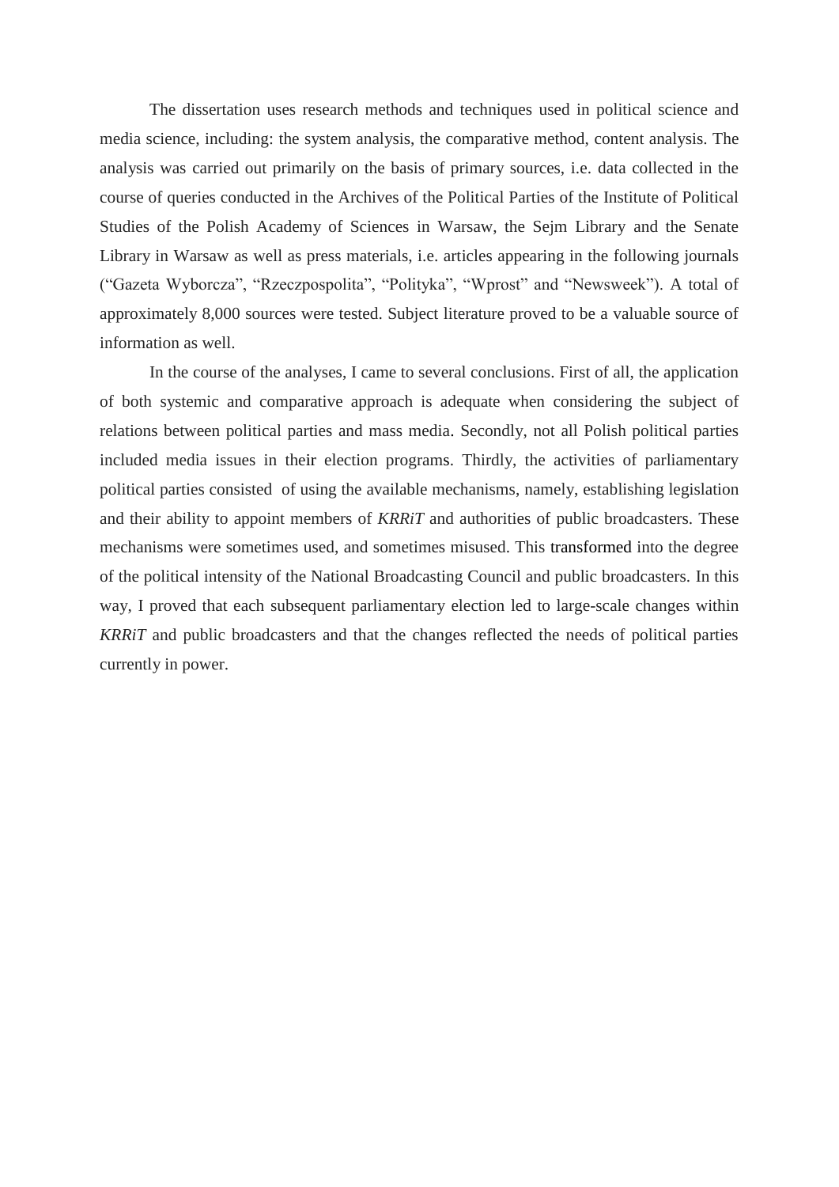The dissertation uses research methods and techniques used in political science and media science, including: the system analysis, the comparative method, content analysis. The analysis was carried out primarily on the basis of primary sources, i.e. data collected in the course of queries conducted in the Archives of the Political Parties of the Institute of Political Studies of the Polish Academy of Sciences in Warsaw, the Sejm Library and the Senate Library in Warsaw as well as press materials, i.e. articles appearing in the following journals ("Gazeta Wyborcza", "Rzeczpospolita", "Polityka", "Wprost" and "Newsweek"). A total of approximately 8,000 sources were tested. Subject literature proved to be a valuable source of information as well.

In the course of the analyses, I came to several conclusions. First of all, the application of both systemic and comparative approach is adequate when considering the subject of relations between political parties and mass media. Secondly, not all Polish political parties included media issues in their election programs. Thirdly, the activities of parliamentary political parties consisted of using the available mechanisms, namely, establishing legislation and their ability to appoint members of *KRRiT* and authorities of public broadcasters. These mechanisms were sometimes used, and sometimes misused. This transformed into the degree of the political intensity of the National Broadcasting Council and public broadcasters. In this way, I proved that each subsequent parliamentary election led to large-scale changes within *KRRiT* and public broadcasters and that the changes reflected the needs of political parties currently in power.